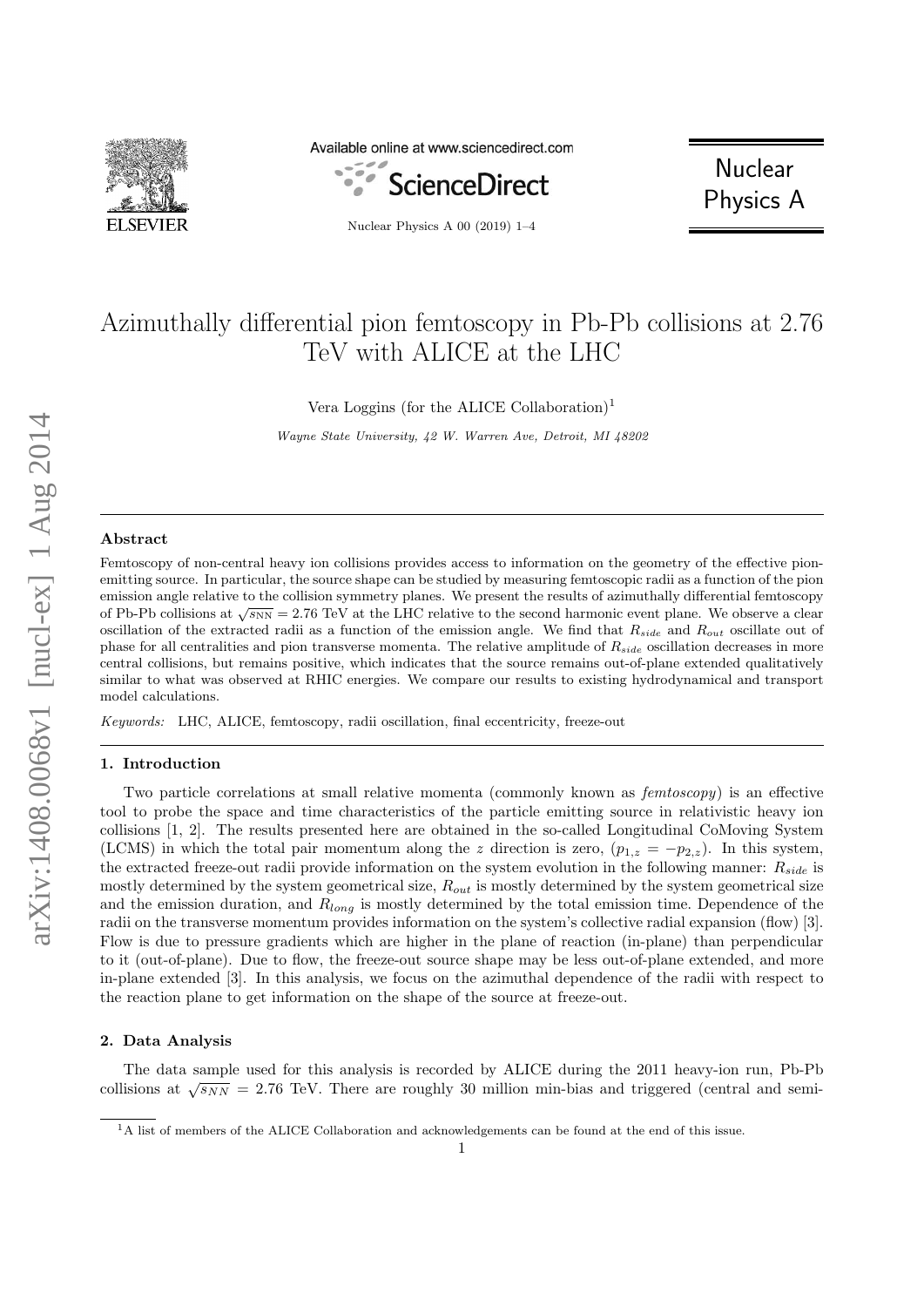# Azimuthally differential pion femtoscopy in Pb-Pb collisions at 2.76 TeV with ALICE at the LHC

Vera Loggins (for the ALICE Collaboration)[1]

*Wayne State University, 42 W. Warren Ave, Detroit, MI 48202*

## Abstract

Femtoscopy of non-central heavy ion collisions provides access to information on the geometry of the effective pion-emitting source. In particular, the source shape can be studied by measuring femtoscopic radii as a function of the pion emission angle relative to the collision symmetry planes. We present the results of azimuthally differential femtoscopy of Pb-Pb collisions at $\sqrt{s_{\rm NN}} = 2.76$ TeV at the LHC relative to the second harmonic event plane. We observe a clear oscillation of the extracted radii as a function of the emission angle. We find that $R_{side}$ and $R_{out}$ oscillate out of phase for all centralities and pion transverse momenta. The relative amplitude of $R_{side}$ oscillation decreases in more central collisions, but remains positive, which indicates that the source remains out-of-plane extended qualitatively similar to what was observed at RHIC energies. We compare our results to existing hydrodynamical and transport model calculations.

*Keywords:* LHC, ALICE, femtoscopy, radii oscillation, final eccentricity, freeze-out

## 1. Introduction

Two particle correlations at small relative momenta (commonly known as *femtoscopy*) is an effective tool to probe the space and time characteristics of the particle emitting source in relativistic heavy ion collisions [1, 2]. The results presented here are obtained in the so-called Longitudinal CoMoving System (LCMS) in which the total pair momentum along the $z$ direction is zero, ($p_{1,z} = -p_{2,z}$). In this system, the extracted freeze-out radii provide information on the system evolution in the following manner: $R_{side}$ is mostly determined by the system geometrical size, $R_{out}$ is mostly determined by the system geometrical size and the emission duration, and $R_{long}$ is mostly determined by the total emission time. Dependence of the radii on the transverse momentum provides information on the system's collective radial expansion (flow) [3]. Flow is due to pressure gradients which are higher in the plane of reaction (in-plane) than perpendicular to it (out-of-plane). Due to flow, the freeze-out source shape may be less out-of-plane extended, and more in-plane extended [3]. In this analysis, we focus on the azimuthal dependence of the radii with respect to the reaction plane to get information on the shape of the source at freeze-out.

## 2. Data Analysis

The data sample used for this analysis is recorded by ALICE during the 2011 heavy-ion run, Pb-Pb collisions at $\sqrt{s_{NN}} = 2.76$ TeV. There are roughly 30 million min-bias and triggered (central and semi-

[1] A list of members of the ALICE Collaboration and acknowledgements can be found at the end of this issue.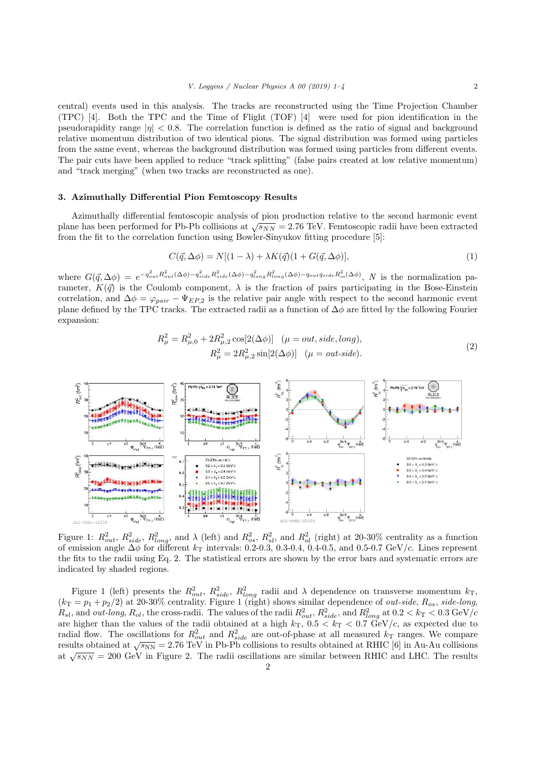central) events used in this analysis. The tracks are reconstructed using the Time Projection Chamber (TPC) [4]. Both the TPC and the Time of Flight (TOF) [4] were used for pion identification in the pseudorapidity range $|\eta| < 0.8$. The correlation function is defined as the ratio of signal and background relative momentum distribution of two identical pions. The signal distribution was formed using particles from the same event, whereas the background distribution was formed using particles from different events. The pair cuts have been applied to reduce "track splitting" (false pairs created at low relative momentum) and "track merging" (when two tracks are reconstructed as one).

### 3. Azimuthally Differential Pion Femtoscopy Results

Azimuthally differential femtoscopic analysis of pion production relative to the second harmonic event plane has been performed for Pb-Pb collisions at $\sqrt{s_{NN}} = 2.76$ TeV. Femtoscopic radii have been extracted from the fit to the correlation function using Bowler-Sinyukov fitting procedure [5]:

$$C(\vec{q}, \Delta\phi) = N[(1-\lambda) + \lambda K(\vec{q})(1 + G(\vec{q}, \Delta\phi)], \tag{1}$$

where $G(\vec{q}, \Delta\phi) = e^{-q_{out}^2 R_{out}^2(\Delta\phi) - q_{side}^2 R_{side}^2(\Delta\phi) - q_{long}^2 R_{long}^2(\Delta\phi) - q_{out} q_{side} R_{os}^2(\Delta\phi)}$, $N$ is the normalization parameter, $K(\vec{q})$ is the Coulomb component, $\lambda$ is the fraction of pairs participating in the Bose-Einstein correlation, and $\Delta\phi = \varphi_{pair} - \Psi_{EP,2}$ is the relative pair angle with respect to the second harmonic event plane defined by the TPC tracks. The extracted radii as a function of $\Delta\phi$ are fitted by the following Fourier expansion:

$$\begin{aligned} R_\mu^2 &= R_{\mu,0}^2 + 2R_{\mu,2}^2 \cos[2(\Delta\phi)] \quad (\mu = out, side, long), \\ R_\mu^2 &= 2R_{\mu,2}^2 \sin[2(\Delta\phi)] \quad (\mu = out\text{-}side). \end{aligned} \tag{2}$$

Figure 1: $R_{out}^2$, $R_{side}^2$, $R_{long}^2$, and $\lambda$ (left) and $R_{os}^2$, $R_{sl}^2$, and $R_{ol}^2$ (right) at 20-30% centrality as a function of emission angle $\Delta\phi$ for different $k_{\rm T}$ intervals: 0.2-0.3, 0.3-0.4, 0.4-0.5, and 0.5-0.7 GeV/$c$. Lines represent the fits to the radii using Eq. 2. The statistical errors are shown by the error bars and systematic errors are indicated by shaded regions.

Figure 1 (left) presents the $R_{out}^2$, $R_{side}^2$, $R_{long}^2$ radii and $\lambda$ dependence on transverse momentum $k_{\rm T}$, ($k_{\rm T} = p_1 + p_2/2$) at 20-30% centrality. Figure 1 (right) shows similar dependence of *out-side*, $R_{os}$, *side-long*, $R_{sl}$, and *out-long*, $R_{ol}$, the cross-radii. The values of the radii $R_{out}^2$, $R_{side}^2$, and $R_{long}^2$ at $0.2 < k_{\rm T} < 0.3$ GeV/$c$ are higher than the values of the radii obtained at a high $k_{\rm T}$, $0.5 < k_{\rm T} < 0.7$ GeV/$c$, as expected due to radial flow. The oscillations for $R_{out}^2$ and $R_{side}^2$ are out-of-phase at all measured $k_{\rm T}$ ranges. We compare results obtained at $\sqrt{s_{\rm NN}} = 2.76$ TeV in Pb-Pb collisions to results obtained at RHIC [6] in Au-Au collisions at $\sqrt{s_{NN}} = 200$ GeV in Figure 2. The radii oscillations are similar between RHIC and LHC. The results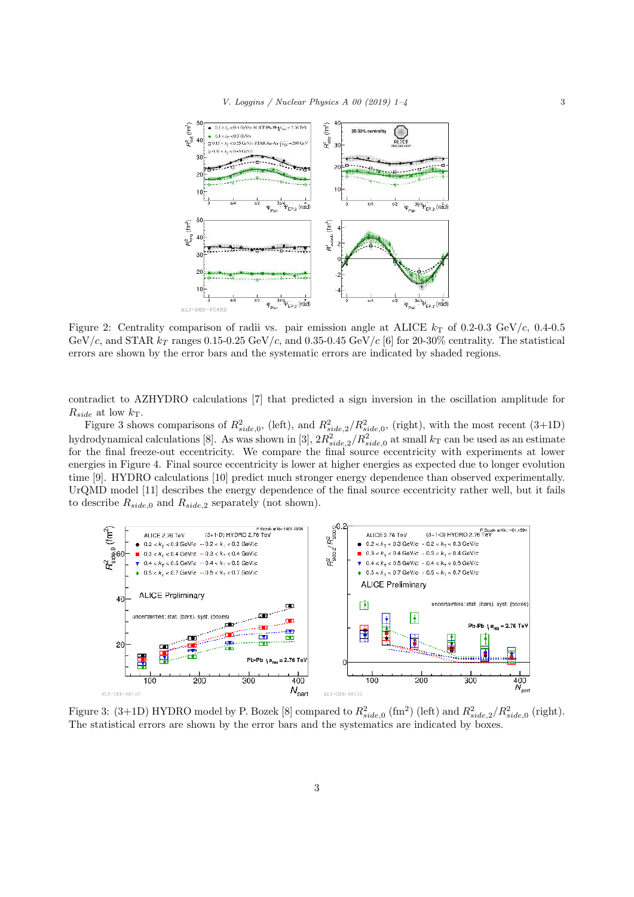Figure 2: Centrality comparison of radii vs. pair emission angle at ALICE $k_{\mathrm{T}}$ of 0.2-0.3 GeV/$c$, 0.4-0.5 GeV/$c$, and STAR $k_T$ ranges 0.15-0.25 GeV/$c$, and 0.35-0.45 GeV/$c$ [6] for 20-30% centrality. The statistical errors are shown by the error bars and the systematic errors are indicated by shaded regions.

contradict to AZHYDRO calculations [7] that predicted a sign inversion in the oscillation amplitude for $R_{side}$ at low $k_{\mathrm{T}}$.

Figure 3 shows comparisons of $R^2_{side,0}$, (left), and $R^2_{side,2}/R^2_{side,0}$, (right), with the most recent (3+1D) hydrodynamical calculations [8]. As was shown in [3], $2R^2_{side,2}/R^2_{side,0}$ at small $k_{\mathrm{T}}$ can be used as an estimate for the final freeze-out eccentricity. We compare the final source eccentricity with experiments at lower energies in Figure 4. Final source eccentricity is lower at higher energies as expected due to longer evolution time [9]. HYDRO calculations [10] predict much stronger energy dependence than observed experimentally. UrQMD model [11] describes the energy dependence of the final source eccentricity rather well, but it fails to describe $R_{side,0}$ and $R_{side,2}$ separately (not shown).

Figure 3: (3+1D) HYDRO model by P. Bozek [8] compared to $R^2_{side,0}$ (fm$^2$) (left) and $R^2_{side,2}/R^2_{side,0}$ (right). The statistical errors are shown by the error bars and the systematics are indicated by boxes.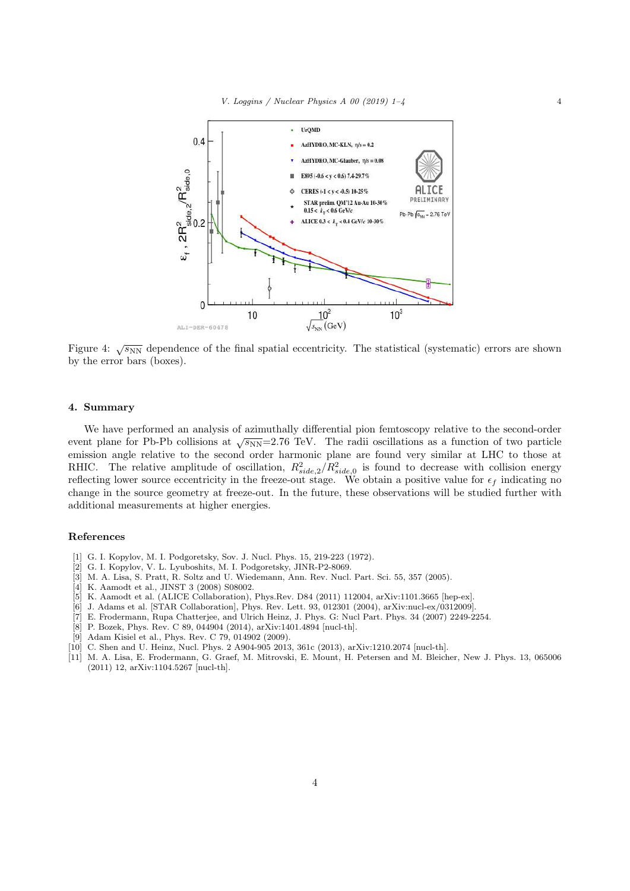0.4

UrQMD

AzHYDRO, MC-KLN, $\eta/s = 0.2$

AzHYDRO, MC-Glauber, $\eta/s = 0.08$

E895 ($-0.6 < y < 0.6$) 7.4-29.7%

CERES ($-1 < y < -0.5$) 10-25%

STAR prelim. QM'12 Au-Au 10-30% $0.15 < k_T < 0.6$ GeV/$c$

ALICE $0.3 < k_T < 0.4$ GeV/$c$ 10-30%

ALICE PRELIMINARY

Pb-Pb $\sqrt{s_{NN}} = 2.76$ TeV

$\varepsilon_f$ , $2R^2_{side,2}/R^2_{side,0}$

0.2

0

10

$10^2$

$10^3$

$\sqrt{s_{NN}}$ (GeV)

ALI-DER-60478

Figure 4: $\sqrt{s_{\rm NN}}$ dependence of the final spatial eccentricity. The statistical (systematic) errors are shown by the error bars (boxes).

## 4. Summary

We have performed an analysis of azimuthally differential pion femtoscopy relative to the second-order event plane for Pb-Pb collisions at $\sqrt{s_{\rm NN}}$=2.76 TeV. The radii oscillations as a function of two particle emission angle relative to the second order harmonic plane are found very similar at LHC to those at RHIC. The relative amplitude of oscillation, $R^2_{side,2}/R^2_{side,0}$ is found to decrease with collision energy reflecting lower source eccentricity in the freeze-out stage. We obtain a positive value for $\epsilon_f$ indicating no change in the source geometry at freeze-out. In the future, these observations will be studied further with additional measurements at higher energies.

## References

[1] G. I. Kopylov, M. I. Podgoretsky, Sov. J. Nucl. Phys. 15, 219-223 (1972).

[2] G. I. Kopylov, V. L. Lyuboshits, M. I. Podgoretsky, JINR-P2-8069.

[3] M. A. Lisa, S. Pratt, R. Soltz and U. Wiedemann, Ann. Rev. Nucl. Part. Sci. 55, 357 (2005).

[4] K. Aamodt et al., JINST 3 (2008) S08002.

[5] K. Aamodt et al. (ALICE Collaboration), Phys.Rev. D84 (2011) 112004, arXiv:1101.3665 [hep-ex].

[6] J. Adams et al. [STAR Collaboration], Phys. Rev. Lett. 93, 012301 (2004), arXiv:nucl-ex/0312009].

[7] E. Frodermann, Rupa Chatterjee, and Ulrich Heinz, J. Phys. G: Nucl Part. Phys. 34 (2007) 2249-2254.

[8] P. Bozek, Phys. Rev. C 89, 044904 (2014), arXiv:1401.4894 [nucl-th].

[9] Adam Kisiel et al., Phys. Rev. C 79, 014902 (2009).

[10] C. Shen and U. Heinz, Nucl. Phys. 2 A904-905 2013, 361c (2013), arXiv:1210.2074 [nucl-th].

[11] M. A. Lisa, E. Frodermann, G. Graef, M. Mitrovski, E. Mount, H. Petersen and M. Bleicher, New J. Phys. 13, 065006 (2011) 12, arXiv:1104.5267 [nucl-th].